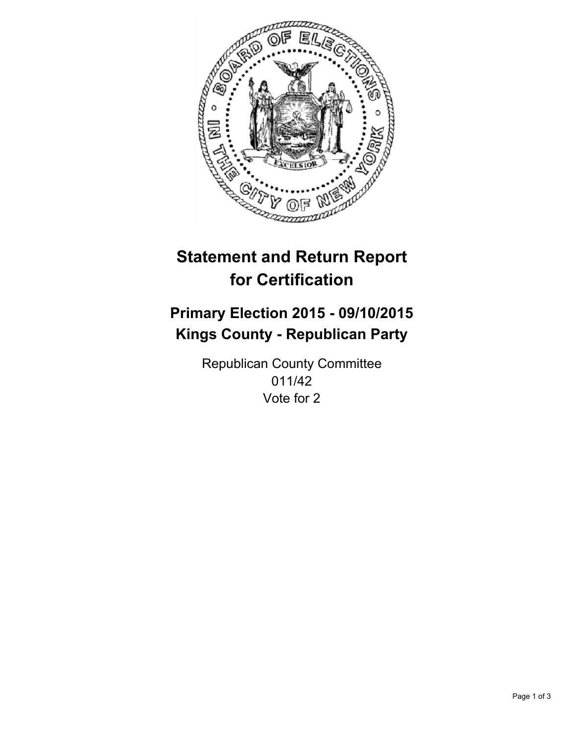# Statement and Return Report for Certification

## Primary Election 2015 - 09/10/2015
## Kings County - Republican Party

Republican County Committee
011/42
Vote for 2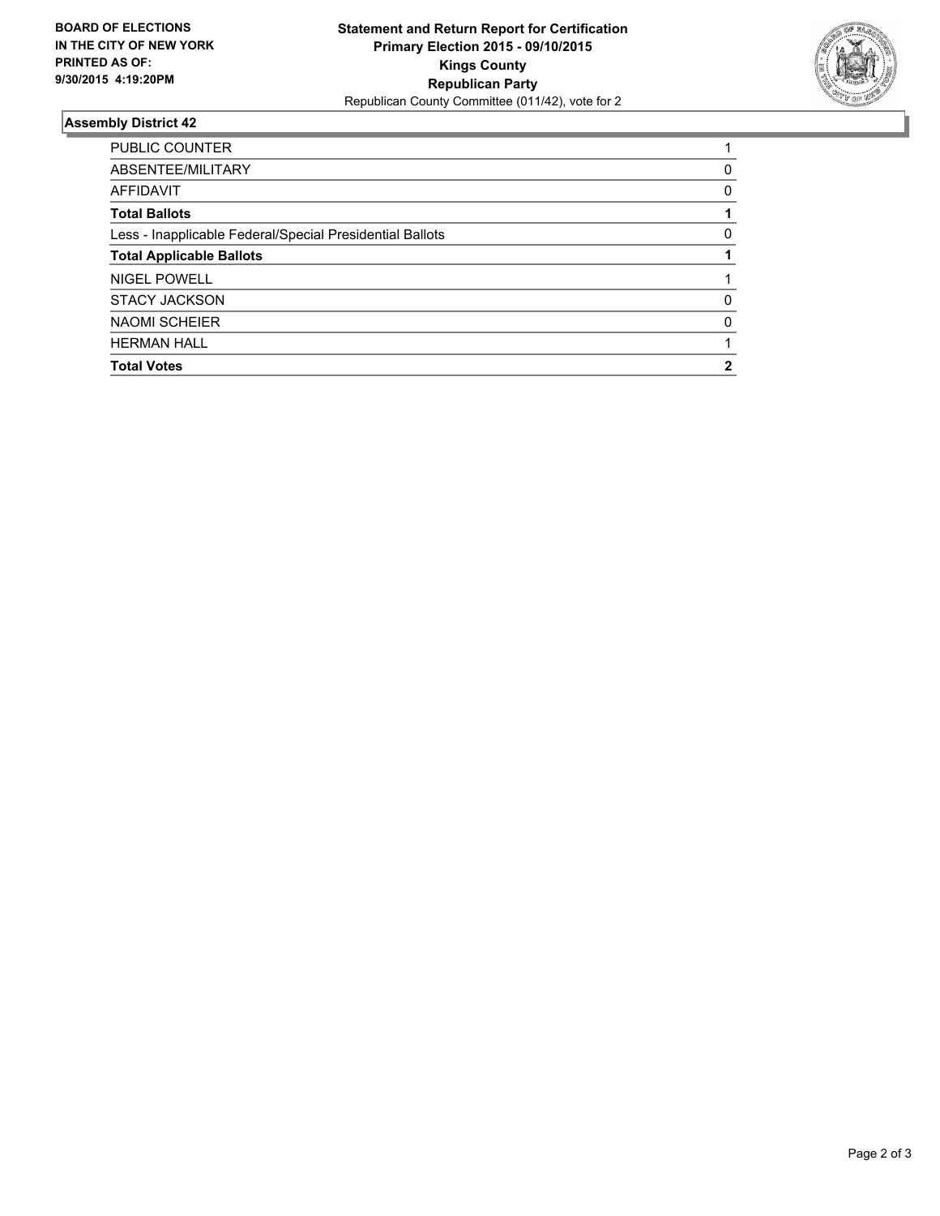**BOARD OF ELECTIONS IN THE CITY OF NEW YORK PRINTED AS OF: 9/30/2015 4:19:20PM**

**Statement and Return Report for Certification**
**Primary Election 2015 - 09/10/2015**
**Kings County**
**Republican Party**
Republican County Committee (011/42), vote for 2

## Assembly District 42

| | |
|---|---|
| PUBLIC COUNTER | 1 |
| ABSENTEE/MILITARY | 0 |
| AFFIDAVIT | 0 |
| **Total Ballots** | **1** |
| Less - Inapplicable Federal/Special Presidential Ballots | 0 |
| **Total Applicable Ballots** | **1** |
| NIGEL POWELL | 1 |
| STACY JACKSON | 0 |
| NAOMI SCHEIER | 0 |
| HERMAN HALL | 1 |
| **Total Votes** | **2** |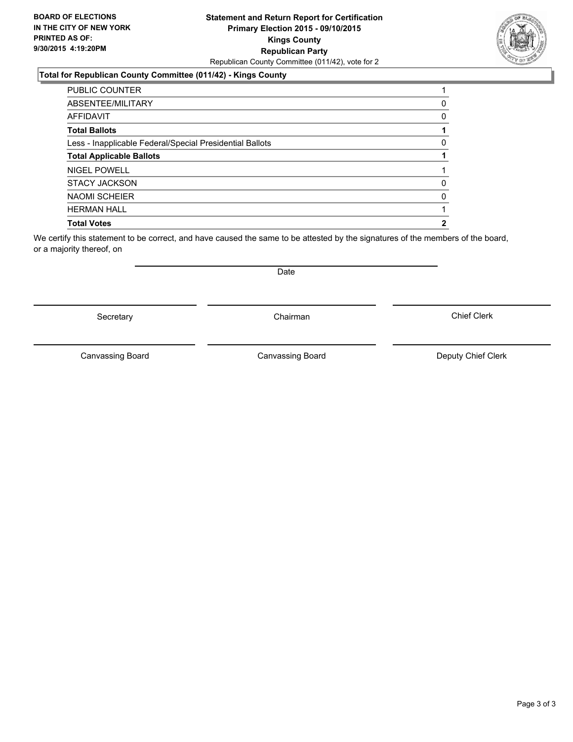**BOARD OF ELECTIONS IN THE CITY OF NEW YORK PRINTED AS OF: 9/30/2015 4:19:20PM**

**Statement and Return Report for Certification**
**Primary Election 2015 - 09/10/2015**
**Kings County**
**Republican Party**
Republican County Committee (011/42), vote for 2

### Total for Republican County Committee (011/42) - Kings County

| | |
|---|---|
| PUBLIC COUNTER | 1 |
| ABSENTEE/MILITARY | 0 |
| AFFIDAVIT | 0 |
| **Total Ballots** | **1** |
| Less - Inapplicable Federal/Special Presidential Ballots | 0 |
| **Total Applicable Ballots** | **1** |
| NIGEL POWELL | 1 |
| STACY JACKSON | 0 |
| NAOMI SCHEIER | 0 |
| HERMAN HALL | 1 |
| **Total Votes** | **2** |

We certify this statement to be correct, and have caused the same to be attested by the signatures of the members of the board, or a majority thereof, on

Date

Secretary | Chairman | Chief Clerk

Canvassing Board | Canvassing Board | Deputy Chief Clerk